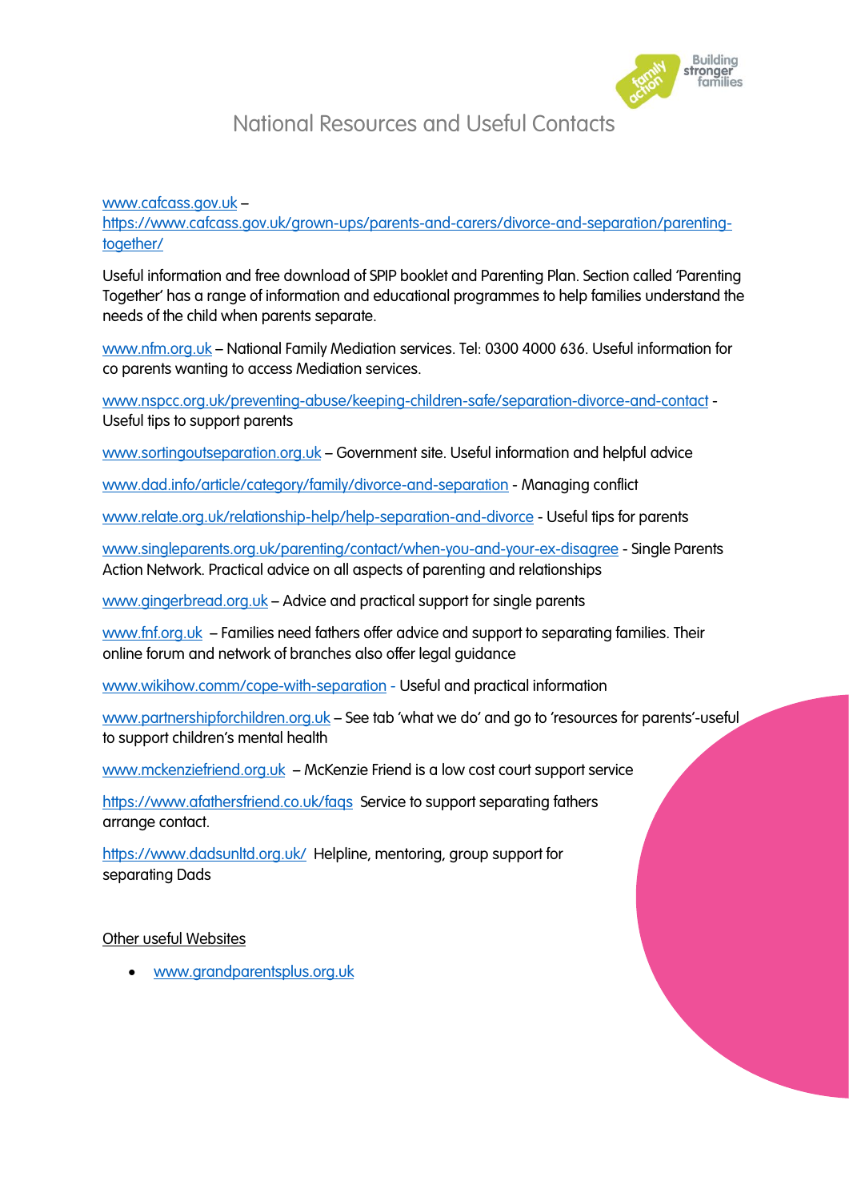# National Resources and Useful Contacts

www.cafcass.gov.uk – https://www.cafcass.gov.uk/grown-ups/parents-and-carers/divorce-and-separation/parenting-together/

Useful information and free download of SPIP booklet and Parenting Plan. Section called 'Parenting Together' has a range of information and educational programmes to help families understand the needs of the child when parents separate.

www.nfm.org.uk – National Family Mediation services. Tel: 0300 4000 636. Useful information for co parents wanting to access Mediation services.

www.nspcc.org.uk/preventing-abuse/keeping-children-safe/separation-divorce-and-contact - Useful tips to support parents

www.sortingoutseparation.org.uk – Government site. Useful information and helpful advice

www.dad.info/article/category/family/divorce-and-separation - Managing conflict

www.relate.org.uk/relationship-help/help-separation-and-divorce - Useful tips for parents

www.singleparents.org.uk/parenting/contact/when-you-and-your-ex-disagree - Single Parents Action Network. Practical advice on all aspects of parenting and relationships

www.gingerbread.org.uk – Advice and practical support for single parents

www.fnf.org.uk – Families need fathers offer advice and support to separating families. Their online forum and network of branches also offer legal guidance

www.wikihow.comm/cope-with-separation - Useful and practical information

www.partnershipforchildren.org.uk – See tab 'what we do' and go to 'resources for parents'-useful to support children's mental health

www.mckenziefriend.org.uk – McKenzie Friend is a low cost court support service

https://www.afathersfriend.co.uk/faqs Service to support separating fathers arrange contact.

https://www.dadsunltd.org.uk/ Helpline, mentoring, group support for separating Dads

Other useful Websites

- www.grandparentsplus.org.uk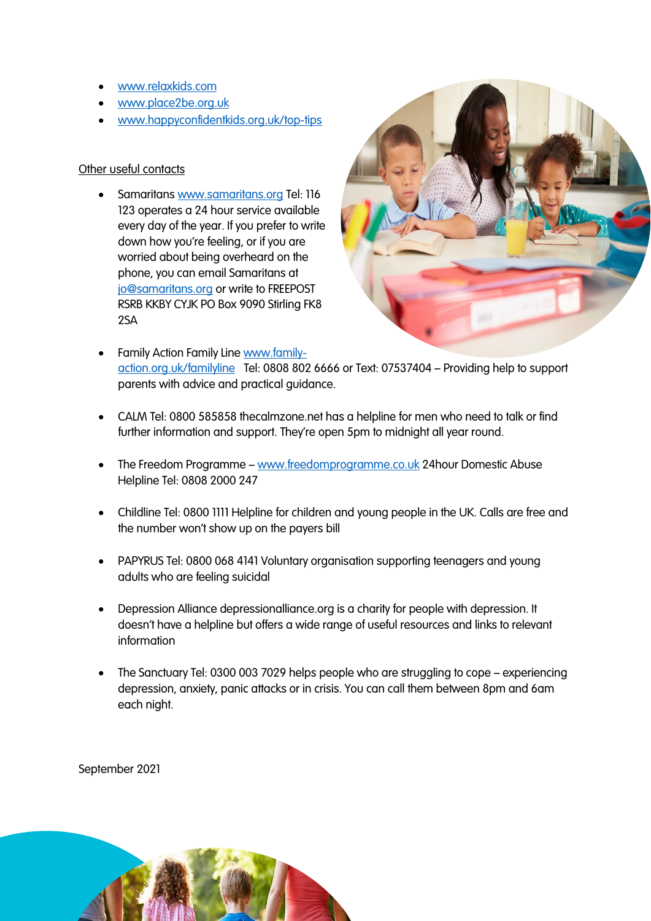- www.relaxkids.com
- www.place2be.org.uk
- www.happyconfidentkids.org.uk/top-tips

Other useful contacts

- Samaritans www.samaritans.org Tel: 116 123 operates a 24 hour service available every day of the year. If you prefer to write down how you're feeling, or if you are worried about being overheard on the phone, you can email Samaritans at jo@samaritans.org or write to FREEPOST RSRB KKBY CYJK PO Box 9090 Stirling FK8 2SA

- Family Action Family Line www.family-action.org.uk/familyline Tel: 0808 802 6666 or Text: 07537404 – Providing help to support parents with advice and practical guidance.

- CALM Tel: 0800 585858 thecalmzone.net has a helpline for men who need to talk or find further information and support. They're open 5pm to midnight all year round.

- The Freedom Programme – www.freedomprogramme.co.uk 24hour Domestic Abuse Helpline Tel: 0808 2000 247

- Childline Tel: 0800 1111 Helpline for children and young people in the UK. Calls are free and the number won't show up on the payers bill

- PAPYRUS Tel: 0800 068 4141 Voluntary organisation supporting teenagers and young adults who are feeling suicidal

- Depression Alliance depressionalliance.org is a charity for people with depression. It doesn't have a helpline but offers a wide range of useful resources and links to relevant information

- The Sanctuary Tel: 0300 003 7029 helps people who are struggling to cope – experiencing depression, anxiety, panic attacks or in crisis. You can call them between 8pm and 6am each night.

September 2021